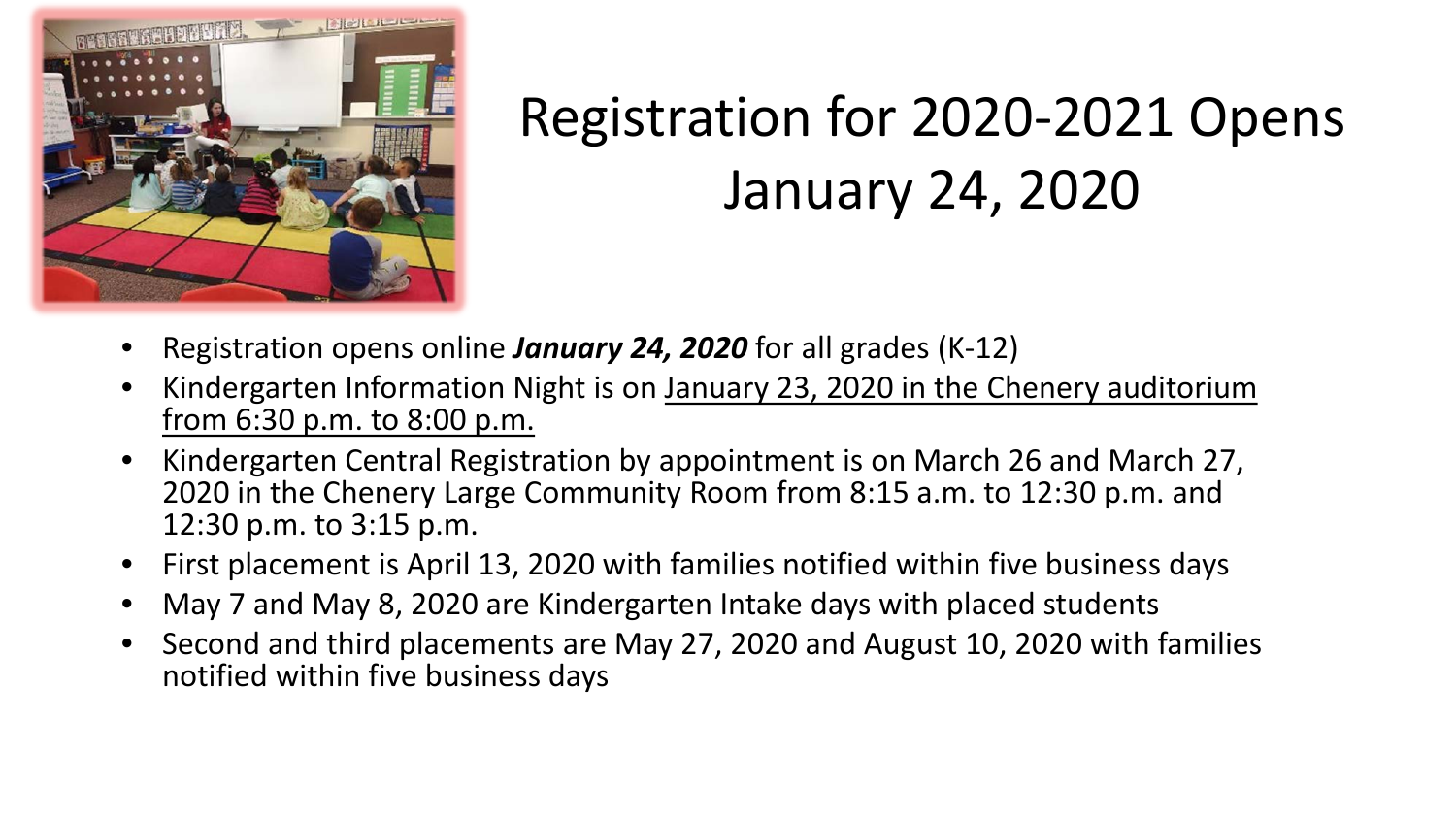# Registration for 2020-2021 Opens January 24, 2020

- Registration opens online ***January 24, 2020*** for all grades (K-12)
- Kindergarten Information Night is on <u>January 23, 2020 in the Chenery auditorium from 6:30 p.m. to 8:00 p.m.</u>
- Kindergarten Central Registration by appointment is on March 26 and March 27, 2020 in the Chenery Large Community Room from 8:15 a.m. to 12:30 p.m. and 12:30 p.m. to 3:15 p.m.
- First placement is April 13, 2020 with families notified within five business days
- May 7 and May 8, 2020 are Kindergarten Intake days with placed students
- Second and third placements are May 27, 2020 and August 10, 2020 with families notified within five business days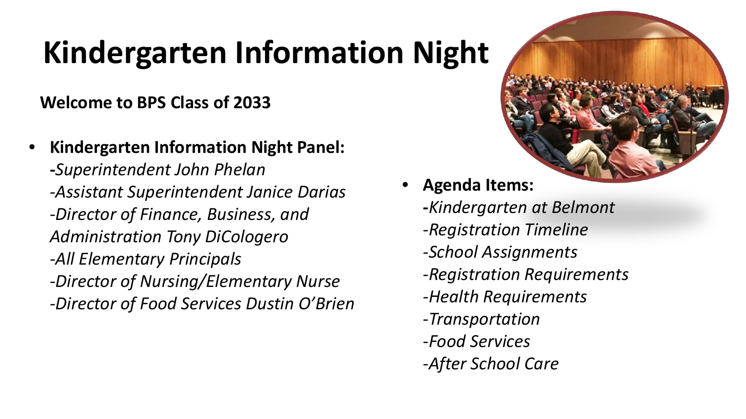# Kindergarten Information Night

**Welcome to BPS Class of 2033**

- **Kindergarten Information Night Panel:**
  *-Superintendent John Phelan*
  *-Assistant Superintendent Janice Darias*
  *-Director of Finance, Business, and Administration Tony DiCologero*
  *-All Elementary Principals*
  *-Director of Nursing/Elementary Nurse*
  *-Director of Food Services Dustin O'Brien*

- **Agenda Items:**
  *-Kindergarten at Belmont*
  *-Registration Timeline*
  *-School Assignments*
  *-Registration Requirements*
  *-Health Requirements*
  *-Transportation*
  *-Food Services*
  *-After School Care*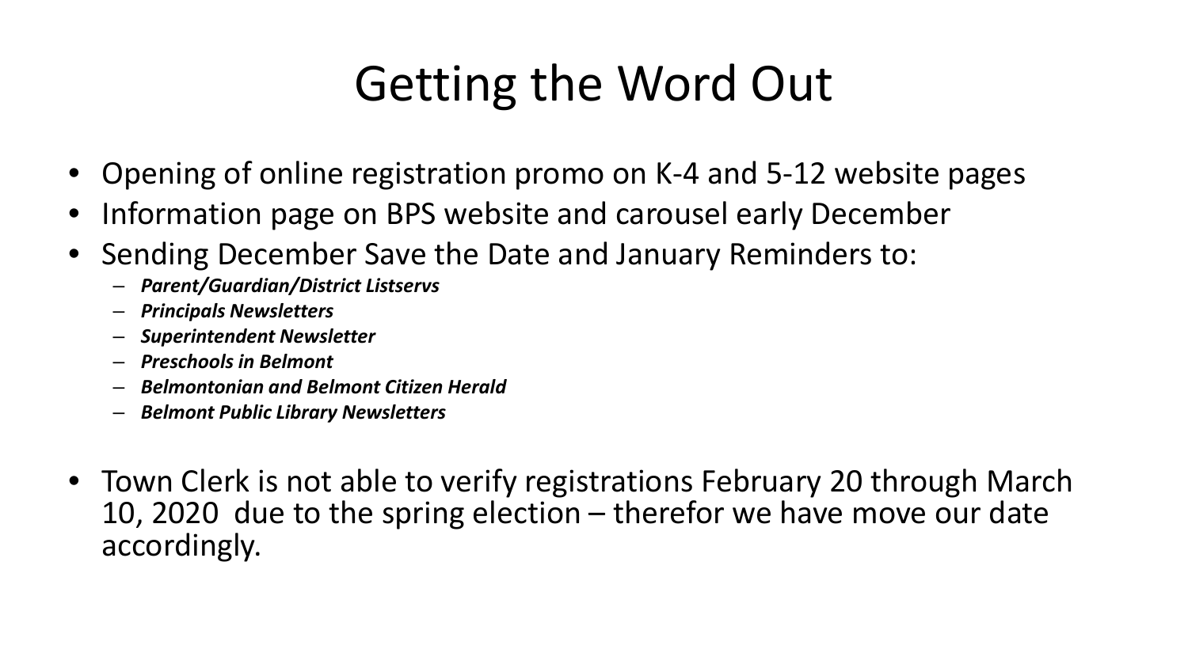# Getting the Word Out

- Opening of online registration promo on K-4 and 5-12 website pages
- Information page on BPS website and carousel early December
- Sending December Save the Date and January Reminders to:
  - ***Parent/Guardian/District Listservs***
  - ***Principals Newsletters***
  - ***Superintendent Newsletter***
  - ***Preschools in Belmont***
  - ***Belmontonian and Belmont Citizen Herald***
  - ***Belmont Public Library Newsletters***

- Town Clerk is not able to verify registrations February 20 through March 10, 2020 due to the spring election – therefor we have move our date accordingly.